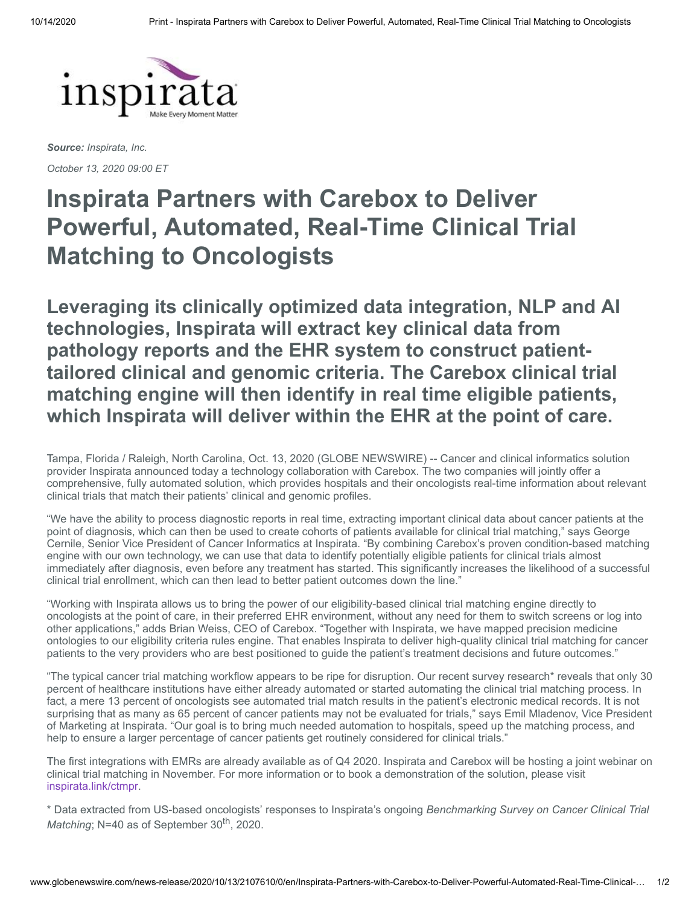***Source:*** *Inspirata, Inc.*

*October 13, 2020 09:00 ET*

# Inspirata Partners with Carebox to Deliver Powerful, Automated, Real-Time Clinical Trial Matching to Oncologists

## Leveraging its clinically optimized data integration, NLP and AI technologies, Inspirata will extract key clinical data from pathology reports and the EHR system to construct patient-tailored clinical and genomic criteria. The Carebox clinical trial matching engine will then identify in real time eligible patients, which Inspirata will deliver within the EHR at the point of care.

Tampa, Florida / Raleigh, North Carolina, Oct. 13, 2020 (GLOBE NEWSWIRE) -- Cancer and clinical informatics solution provider Inspirata announced today a technology collaboration with Carebox. The two companies will jointly offer a comprehensive, fully automated solution, which provides hospitals and their oncologists real-time information about relevant clinical trials that match their patients' clinical and genomic profiles.

"We have the ability to process diagnostic reports in real time, extracting important clinical data about cancer patients at the point of diagnosis, which can then be used to create cohorts of patients available for clinical trial matching," says George Cernile, Senior Vice President of Cancer Informatics at Inspirata. "By combining Carebox's proven condition-based matching engine with our own technology, we can use that data to identify potentially eligible patients for clinical trials almost immediately after diagnosis, even before any treatment has started. This significantly increases the likelihood of a successful clinical trial enrollment, which can then lead to better patient outcomes down the line."

"Working with Inspirata allows us to bring the power of our eligibility-based clinical trial matching engine directly to oncologists at the point of care, in their preferred EHR environment, without any need for them to switch screens or log into other applications," adds Brian Weiss, CEO of Carebox. "Together with Inspirata, we have mapped precision medicine ontologies to our eligibility criteria rules engine. That enables Inspirata to deliver high-quality clinical trial matching for cancer patients to the very providers who are best positioned to guide the patient's treatment decisions and future outcomes."

"The typical cancer trial matching workflow appears to be ripe for disruption. Our recent survey research* reveals that only 30 percent of healthcare institutions have either already automated or started automating the clinical trial matching process. In fact, a mere 13 percent of oncologists see automated trial match results in the patient's electronic medical records. It is not surprising that as many as 65 percent of cancer patients may not be evaluated for trials," says Emil Mladenov, Vice President of Marketing at Inspirata. "Our goal is to bring much needed automation to hospitals, speed up the matching process, and help to ensure a larger percentage of cancer patients get routinely considered for clinical trials."

The first integrations with EMRs are already available as of Q4 2020. Inspirata and Carebox will be hosting a joint webinar on clinical trial matching in November. For more information or to book a demonstration of the solution, please visit inspirata.link/ctmpr.

* Data extracted from US-based oncologists' responses to Inspirata's ongoing *Benchmarking Survey on Cancer Clinical Trial Matching*; N=40 as of September 30th, 2020.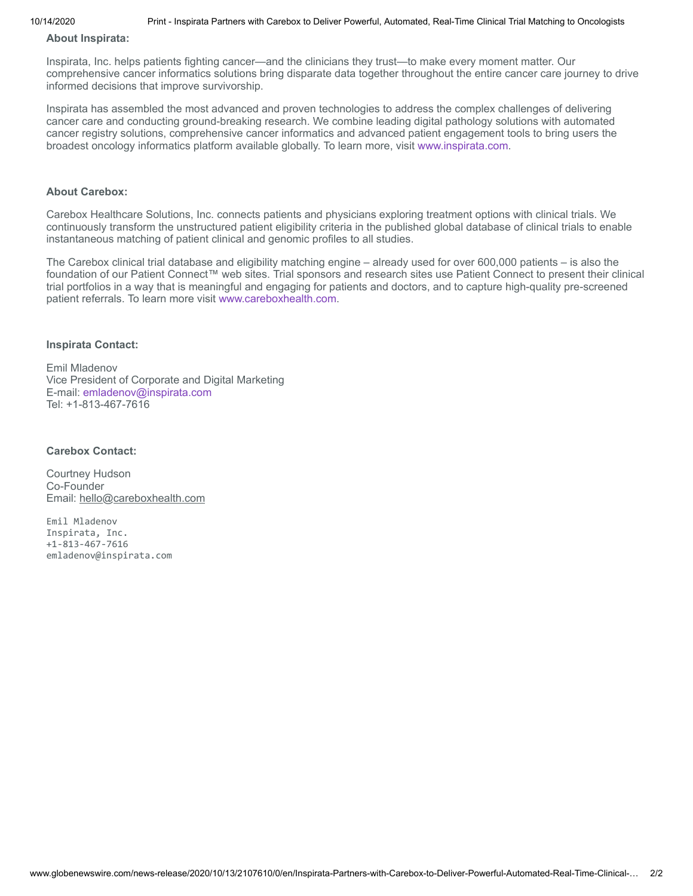**About Inspirata:**

Inspirata, Inc. helps patients fighting cancer—and the clinicians they trust—to make every moment matter. Our comprehensive cancer informatics solutions bring disparate data together throughout the entire cancer care journey to drive informed decisions that improve survivorship.

Inspirata has assembled the most advanced and proven technologies to address the complex challenges of delivering cancer care and conducting ground-breaking research. We combine leading digital pathology solutions with automated cancer registry solutions, comprehensive cancer informatics and advanced patient engagement tools to bring users the broadest oncology informatics platform available globally. To learn more, visit www.inspirata.com.

**About Carebox:**

Carebox Healthcare Solutions, Inc. connects patients and physicians exploring treatment options with clinical trials. We continuously transform the unstructured patient eligibility criteria in the published global database of clinical trials to enable instantaneous matching of patient clinical and genomic profiles to all studies.

The Carebox clinical trial database and eligibility matching engine – already used for over 600,000 patients – is also the foundation of our Patient Connect™ web sites. Trial sponsors and research sites use Patient Connect to present their clinical trial portfolios in a way that is meaningful and engaging for patients and doctors, and to capture high-quality pre-screened patient referrals. To learn more visit www.careboxhealth.com.

**Inspirata Contact:**

Emil Mladenov
Vice President of Corporate and Digital Marketing
E-mail: emladenov@inspirata.com
Tel: +1-813-467-7616

**Carebox Contact:**

Courtney Hudson
Co-Founder
Email: hello@careboxhealth.com

```
Emil Mladenov
Inspirata, Inc.
+1-813-467-7616
emladenov@inspirata.com
```